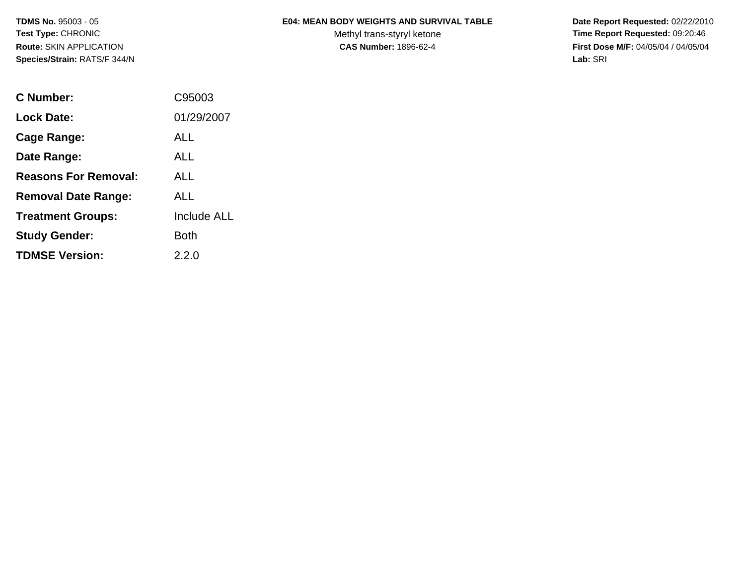**TDMS No.** 95003 - 05
**Test Type:** CHRONIC
**Route:** SKIN APPLICATION
**Species/Strain:** RATS/F 344/N

# E04: MEAN BODY WEIGHTS AND SURVIVAL TABLE

Methyl trans-styryl ketone
**CAS Number:** 1896-62-4

**Date Report Requested:** 02/22/2010
**Time Report Requested:** 09:20:46
**First Dose M/F:** 04/05/04 / 04/05/04
**Lab:** SRI

| | |
|---|---|
| **C Number:** | C95003 |
| **Lock Date:** | 01/29/2007 |
| **Cage Range:** | ALL |
| **Date Range:** | ALL |
| **Reasons For Removal:** | ALL |
| **Removal Date Range:** | ALL |
| **Treatment Groups:** | Include ALL |
| **Study Gender:** | Both |
| **TDMSE Version:** | 2.2.0 |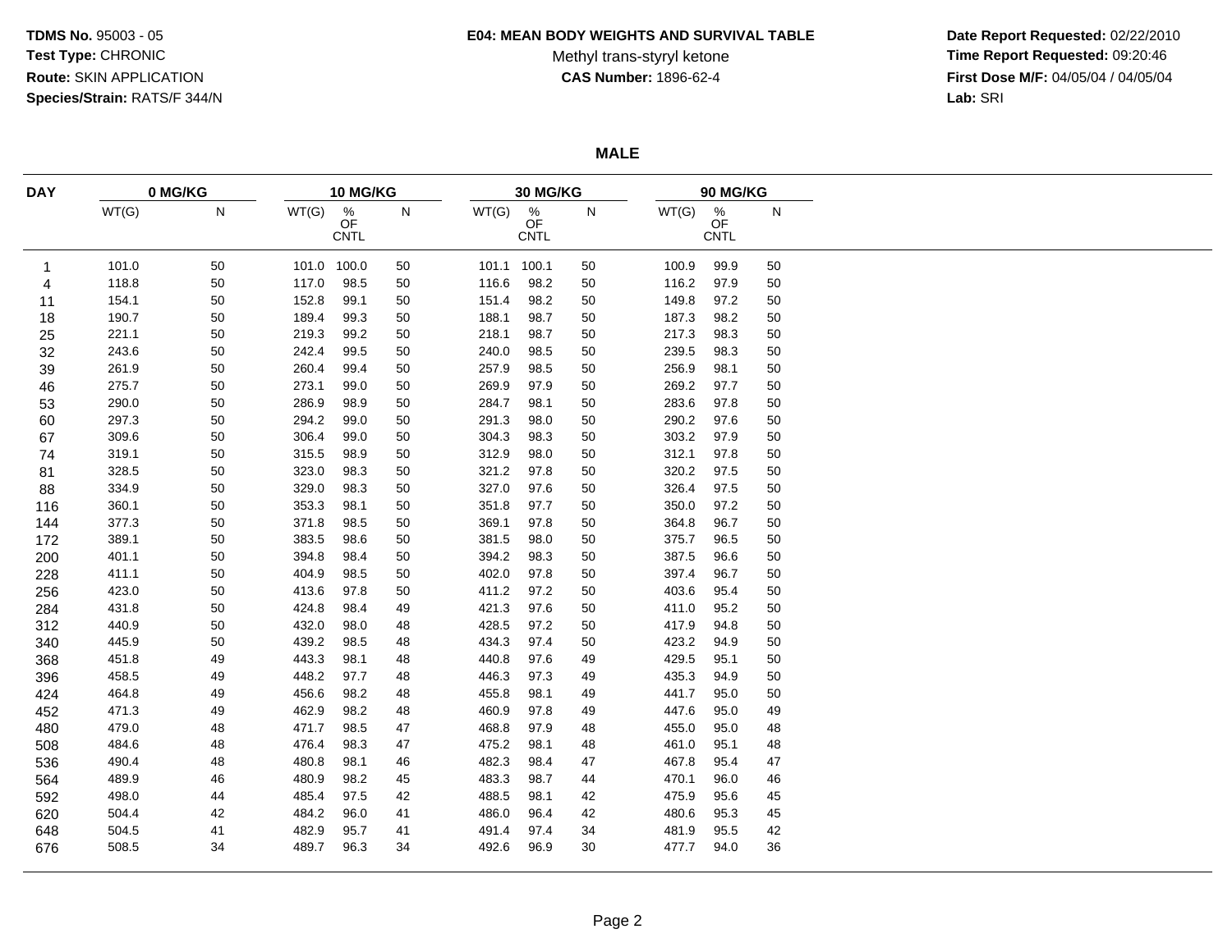**TDMS No.** 95003 - 05
**Test Type:** CHRONIC
**Route:** SKIN APPLICATION
**Species/Strain:** RATS/F 344/N

**E04: MEAN BODY WEIGHTS AND SURVIVAL TABLE**
Methyl trans-styryl ketone
**CAS Number:** 1896-62-4

**Date Report Requested:** 02/22/2010
**Time Report Requested:** 09:20:46
**First Dose M/F:** 04/05/04 / 04/05/04
**Lab:** SRI

**MALE**

| DAY | 0 MG/KG | | 10 MG/KG | | | 30 MG/KG | | | 90 MG/KG | | |
|---|---|---|---|---|---|---|---|---|---|---|---|
| | WT(G) | N | WT(G) | % OF CNTL | N | WT(G) | % OF CNTL | N | WT(G) | % OF CNTL | N |
| 1 | 101.0 | 50 | 101.0 | 100.0 | 50 | 101.1 | 100.1 | 50 | 100.9 | 99.9 | 50 |
| 4 | 118.8 | 50 | 117.0 | 98.5 | 50 | 116.6 | 98.2 | 50 | 116.2 | 97.9 | 50 |
| 11 | 154.1 | 50 | 152.8 | 99.1 | 50 | 151.4 | 98.2 | 50 | 149.8 | 97.2 | 50 |
| 18 | 190.7 | 50 | 189.4 | 99.3 | 50 | 188.1 | 98.7 | 50 | 187.3 | 98.2 | 50 |
| 25 | 221.1 | 50 | 219.3 | 99.2 | 50 | 218.1 | 98.7 | 50 | 217.3 | 98.3 | 50 |
| 32 | 243.6 | 50 | 242.4 | 99.5 | 50 | 240.0 | 98.5 | 50 | 239.5 | 98.3 | 50 |
| 39 | 261.9 | 50 | 260.4 | 99.4 | 50 | 257.9 | 98.5 | 50 | 256.9 | 98.1 | 50 |
| 46 | 275.7 | 50 | 273.1 | 99.0 | 50 | 269.9 | 97.9 | 50 | 269.2 | 97.7 | 50 |
| 53 | 290.0 | 50 | 286.9 | 98.9 | 50 | 284.7 | 98.1 | 50 | 283.6 | 97.8 | 50 |
| 60 | 297.3 | 50 | 294.2 | 99.0 | 50 | 291.3 | 98.0 | 50 | 290.2 | 97.6 | 50 |
| 67 | 309.6 | 50 | 306.4 | 99.0 | 50 | 304.3 | 98.3 | 50 | 303.2 | 97.9 | 50 |
| 74 | 319.1 | 50 | 315.5 | 98.9 | 50 | 312.9 | 98.0 | 50 | 312.1 | 97.8 | 50 |
| 81 | 328.5 | 50 | 323.0 | 98.3 | 50 | 321.2 | 97.8 | 50 | 320.2 | 97.5 | 50 |
| 88 | 334.9 | 50 | 329.0 | 98.3 | 50 | 327.0 | 97.6 | 50 | 326.4 | 97.5 | 50 |
| 116 | 360.1 | 50 | 353.3 | 98.1 | 50 | 351.8 | 97.7 | 50 | 350.0 | 97.2 | 50 |
| 144 | 377.3 | 50 | 371.8 | 98.5 | 50 | 369.1 | 97.8 | 50 | 364.8 | 96.7 | 50 |
| 172 | 389.1 | 50 | 383.5 | 98.6 | 50 | 381.5 | 98.0 | 50 | 375.7 | 96.5 | 50 |
| 200 | 401.1 | 50 | 394.8 | 98.4 | 50 | 394.2 | 98.3 | 50 | 387.5 | 96.6 | 50 |
| 228 | 411.1 | 50 | 404.9 | 98.5 | 50 | 402.0 | 97.8 | 50 | 397.4 | 96.7 | 50 |
| 256 | 423.0 | 50 | 413.6 | 97.8 | 50 | 411.2 | 97.2 | 50 | 403.6 | 95.4 | 50 |
| 284 | 431.8 | 50 | 424.8 | 98.4 | 49 | 421.3 | 97.6 | 50 | 411.0 | 95.2 | 50 |
| 312 | 440.9 | 50 | 432.0 | 98.0 | 48 | 428.5 | 97.2 | 50 | 417.9 | 94.8 | 50 |
| 340 | 445.9 | 50 | 439.2 | 98.5 | 48 | 434.3 | 97.4 | 50 | 423.2 | 94.9 | 50 |
| 368 | 451.8 | 49 | 443.3 | 98.1 | 48 | 440.8 | 97.6 | 49 | 429.5 | 95.1 | 50 |
| 396 | 458.5 | 49 | 448.2 | 97.7 | 48 | 446.3 | 97.3 | 49 | 435.3 | 94.9 | 50 |
| 424 | 464.8 | 49 | 456.6 | 98.2 | 48 | 455.8 | 98.1 | 49 | 441.7 | 95.0 | 50 |
| 452 | 471.3 | 49 | 462.9 | 98.2 | 48 | 460.9 | 97.8 | 49 | 447.6 | 95.0 | 49 |
| 480 | 479.0 | 48 | 471.7 | 98.5 | 47 | 468.8 | 97.9 | 48 | 455.0 | 95.0 | 48 |
| 508 | 484.6 | 48 | 476.4 | 98.3 | 47 | 475.2 | 98.1 | 48 | 461.0 | 95.1 | 48 |
| 536 | 490.4 | 48 | 480.8 | 98.1 | 46 | 482.3 | 98.4 | 47 | 467.8 | 95.4 | 47 |
| 564 | 489.9 | 46 | 480.9 | 98.2 | 45 | 483.3 | 98.7 | 44 | 470.1 | 96.0 | 46 |
| 592 | 498.0 | 44 | 485.4 | 97.5 | 42 | 488.5 | 98.1 | 42 | 475.9 | 95.6 | 45 |
| 620 | 504.4 | 42 | 484.2 | 96.0 | 41 | 486.0 | 96.4 | 42 | 480.6 | 95.3 | 45 |
| 648 | 504.5 | 41 | 482.9 | 95.7 | 41 | 491.4 | 97.4 | 34 | 481.9 | 95.5 | 42 |
| 676 | 508.5 | 34 | 489.7 | 96.3 | 34 | 492.6 | 96.9 | 30 | 477.7 | 94.0 | 36 |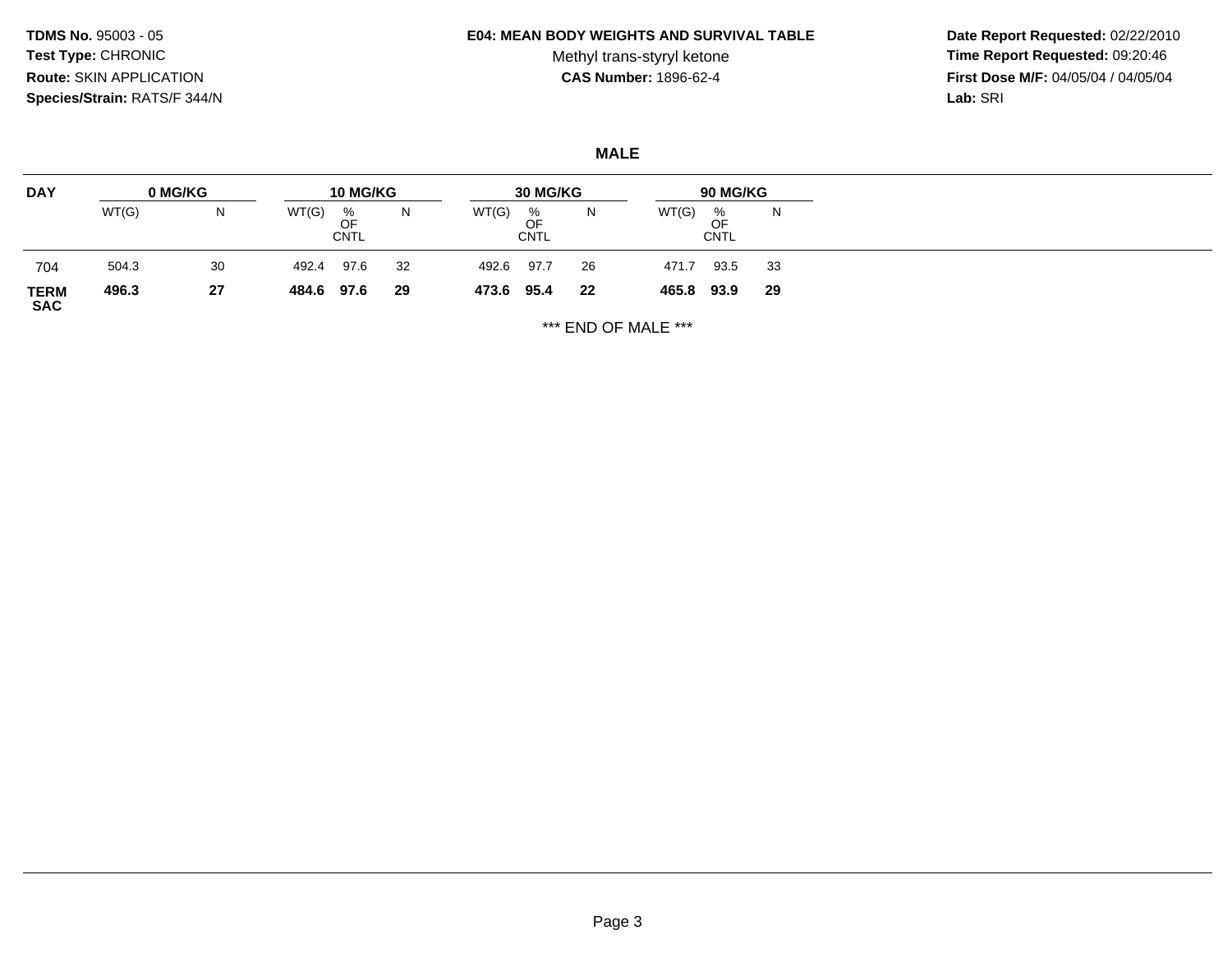**TDMS No.** 95003 - 05
**Test Type:** CHRONIC
**Route:** SKIN APPLICATION
**Species/Strain:** RATS/F 344/N

**E04: MEAN BODY WEIGHTS AND SURVIVAL TABLE**
Methyl trans-styryl ketone
**CAS Number:** 1896-62-4

**Date Report Requested:** 02/22/2010
**Time Report Requested:** 09:20:46
**First Dose M/F:** 04/05/04 / 04/05/04
**Lab:** SRI

## MALE

| DAY | 0 MG/KG | | 10 MG/KG | | | 30 MG/KG | | | 90 MG/KG | | |
|---|---|---|---|---|---|---|---|---|---|---|---|
| | WT(G) | N | WT(G) | % OF CNTL | N | WT(G) | % OF CNTL | N | WT(G) | % OF CNTL | N |
| 704 | 504.3 | 30 | 492.4 | 97.6 | 32 | 492.6 | 97.7 | 26 | 471.7 | 93.5 | 33 |
| **TERM SAC** | **496.3** | **27** | **484.6** | **97.6** | **29** | **473.6** | **95.4** | **22** | **465.8** | **93.9** | **29** |

*** END OF MALE ***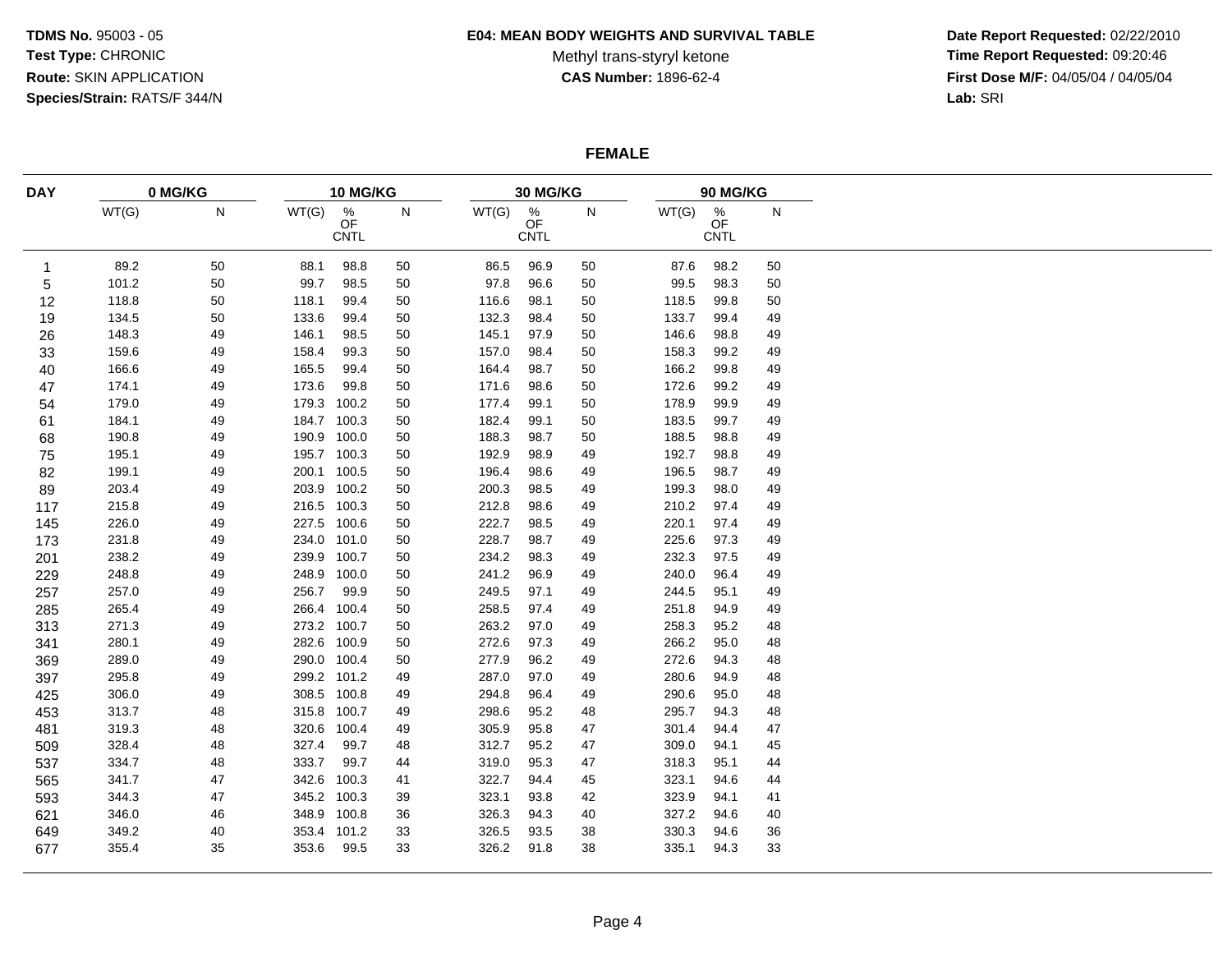**TDMS No.** 95003 - 05
**Test Type:** CHRONIC
**Route:** SKIN APPLICATION
**Species/Strain:** RATS/F 344/N

**E04: MEAN BODY WEIGHTS AND SURVIVAL TABLE**
Methyl trans-styryl ketone
**CAS Number:** 1896-62-4

**Date Report Requested:** 02/22/2010
**Time Report Requested:** 09:20:46
**First Dose M/F:** 04/05/04 / 04/05/04
**Lab:** SRI

## FEMALE

| DAY | 0 MG/KG | | 10 MG/KG | | | 30 MG/KG | | | 90 MG/KG | | |
|---|---|---|---|---|---|---|---|---|---|---|---|
| | WT(G) | N | WT(G) | % OF CNTL | N | WT(G) | % OF CNTL | N | WT(G) | % OF CNTL | N |
| 1 | 89.2 | 50 | 88.1 | 98.8 | 50 | 86.5 | 96.9 | 50 | 87.6 | 98.2 | 50 |
| 5 | 101.2 | 50 | 99.7 | 98.5 | 50 | 97.8 | 96.6 | 50 | 99.5 | 98.3 | 50 |
| 12 | 118.8 | 50 | 118.1 | 99.4 | 50 | 116.6 | 98.1 | 50 | 118.5 | 99.8 | 50 |
| 19 | 134.5 | 50 | 133.6 | 99.4 | 50 | 132.3 | 98.4 | 50 | 133.7 | 99.4 | 49 |
| 26 | 148.3 | 49 | 146.1 | 98.5 | 50 | 145.1 | 97.9 | 50 | 146.6 | 98.8 | 49 |
| 33 | 159.6 | 49 | 158.4 | 99.3 | 50 | 157.0 | 98.4 | 50 | 158.3 | 99.2 | 49 |
| 40 | 166.6 | 49 | 165.5 | 99.4 | 50 | 164.4 | 98.7 | 50 | 166.2 | 99.8 | 49 |
| 47 | 174.1 | 49 | 173.6 | 99.8 | 50 | 171.6 | 98.6 | 50 | 172.6 | 99.2 | 49 |
| 54 | 179.0 | 49 | 179.3 | 100.2 | 50 | 177.4 | 99.1 | 50 | 178.9 | 99.9 | 49 |
| 61 | 184.1 | 49 | 184.7 | 100.3 | 50 | 182.4 | 99.1 | 50 | 183.5 | 99.7 | 49 |
| 68 | 190.8 | 49 | 190.9 | 100.0 | 50 | 188.3 | 98.7 | 50 | 188.5 | 98.8 | 49 |
| 75 | 195.1 | 49 | 195.7 | 100.3 | 50 | 192.9 | 98.9 | 49 | 192.7 | 98.8 | 49 |
| 82 | 199.1 | 49 | 200.1 | 100.5 | 50 | 196.4 | 98.6 | 49 | 196.5 | 98.7 | 49 |
| 89 | 203.4 | 49 | 203.9 | 100.2 | 50 | 200.3 | 98.5 | 49 | 199.3 | 98.0 | 49 |
| 117 | 215.8 | 49 | 216.5 | 100.3 | 50 | 212.8 | 98.6 | 49 | 210.2 | 97.4 | 49 |
| 145 | 226.0 | 49 | 227.5 | 100.6 | 50 | 222.7 | 98.5 | 49 | 220.1 | 97.4 | 49 |
| 173 | 231.8 | 49 | 234.0 | 101.0 | 50 | 228.7 | 98.7 | 49 | 225.6 | 97.3 | 49 |
| 201 | 238.2 | 49 | 239.9 | 100.7 | 50 | 234.2 | 98.3 | 49 | 232.3 | 97.5 | 49 |
| 229 | 248.8 | 49 | 248.9 | 100.0 | 50 | 241.2 | 96.9 | 49 | 240.0 | 96.4 | 49 |
| 257 | 257.0 | 49 | 256.7 | 99.9 | 50 | 249.5 | 97.1 | 49 | 244.5 | 95.1 | 49 |
| 285 | 265.4 | 49 | 266.4 | 100.4 | 50 | 258.5 | 97.4 | 49 | 251.8 | 94.9 | 49 |
| 313 | 271.3 | 49 | 273.2 | 100.7 | 50 | 263.2 | 97.0 | 49 | 258.3 | 95.2 | 48 |
| 341 | 280.1 | 49 | 282.6 | 100.9 | 50 | 272.6 | 97.3 | 49 | 266.2 | 95.0 | 48 |
| 369 | 289.0 | 49 | 290.0 | 100.4 | 50 | 277.9 | 96.2 | 49 | 272.6 | 94.3 | 48 |
| 397 | 295.8 | 49 | 299.2 | 101.2 | 49 | 287.0 | 97.0 | 49 | 280.6 | 94.9 | 48 |
| 425 | 306.0 | 49 | 308.5 | 100.8 | 49 | 294.8 | 96.4 | 49 | 290.6 | 95.0 | 48 |
| 453 | 313.7 | 48 | 315.8 | 100.7 | 49 | 298.6 | 95.2 | 48 | 295.7 | 94.3 | 48 |
| 481 | 319.3 | 48 | 320.6 | 100.4 | 49 | 305.9 | 95.8 | 47 | 301.4 | 94.4 | 47 |
| 509 | 328.4 | 48 | 327.4 | 99.7 | 48 | 312.7 | 95.2 | 47 | 309.0 | 94.1 | 45 |
| 537 | 334.7 | 48 | 333.7 | 99.7 | 44 | 319.0 | 95.3 | 47 | 318.3 | 95.1 | 44 |
| 565 | 341.7 | 47 | 342.6 | 100.3 | 41 | 322.7 | 94.4 | 45 | 323.1 | 94.6 | 44 |
| 593 | 344.3 | 47 | 345.2 | 100.3 | 39 | 323.1 | 93.8 | 42 | 323.9 | 94.1 | 41 |
| 621 | 346.0 | 46 | 348.9 | 100.8 | 36 | 326.3 | 94.3 | 40 | 327.2 | 94.6 | 40 |
| 649 | 349.2 | 40 | 353.4 | 101.2 | 33 | 326.5 | 93.5 | 38 | 330.3 | 94.6 | 36 |
| 677 | 355.4 | 35 | 353.6 | 99.5 | 33 | 326.2 | 91.8 | 38 | 335.1 | 94.3 | 33 |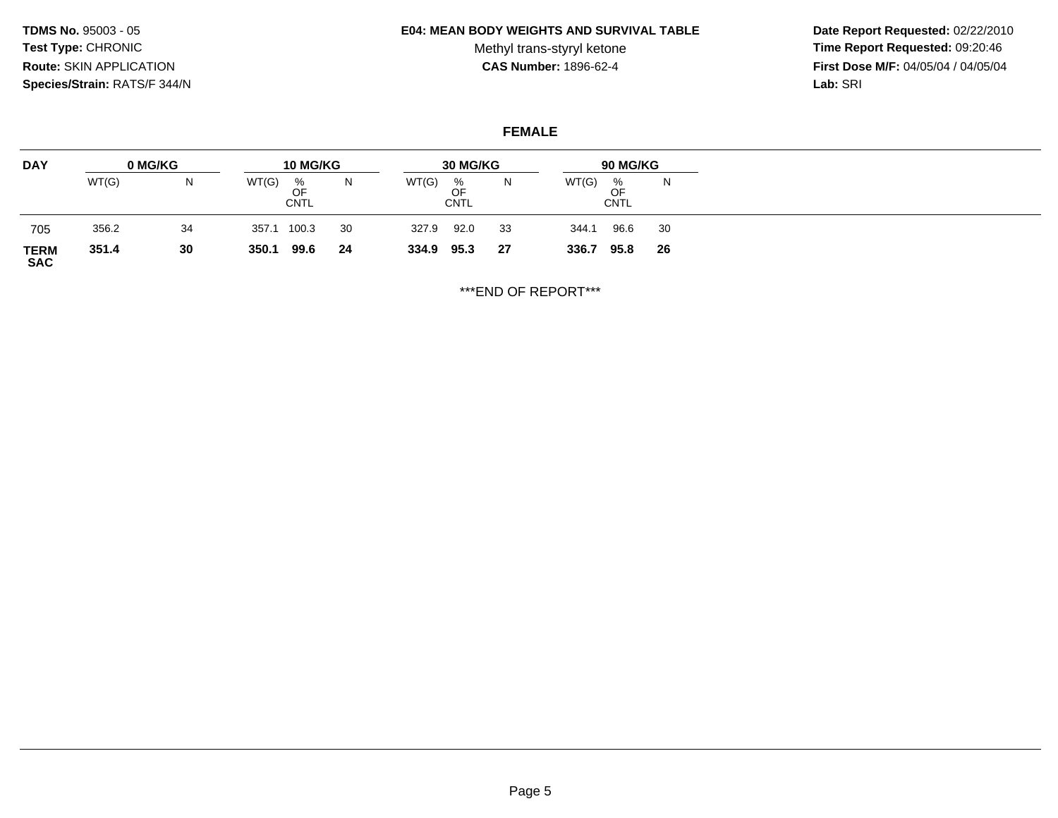**TDMS No.** 95003 - 05
**Test Type:** CHRONIC
**Route:** SKIN APPLICATION
**Species/Strain:** RATS/F 344/N

**E04: MEAN BODY WEIGHTS AND SURVIVAL TABLE**
Methyl trans-styryl ketone
**CAS Number:** 1896-62-4

**Date Report Requested:** 02/22/2010
**Time Report Requested:** 09:20:46
**First Dose M/F:** 04/05/04 / 04/05/04
**Lab:** SRI

**FEMALE**

| DAY | 0 MG/KG | | 10 MG/KG | | | 30 MG/KG | | | 90 MG/KG | | |
|---|---|---|---|---|---|---|---|---|---|---|---|
| | WT(G) | N | WT(G) | % OF CNTL | N | WT(G) | % OF CNTL | N | WT(G) | % OF CNTL | N |
| 705 | 356.2 | 34 | 357.1 | 100.3 | 30 | 327.9 | 92.0 | 33 | 344.1 | 96.6 | 30 |
| **TERM SAC** | **351.4** | **30** | **350.1** | **99.6** | **24** | **334.9** | **95.3** | **27** | **336.7** | **95.8** | **26** |

***END OF REPORT***